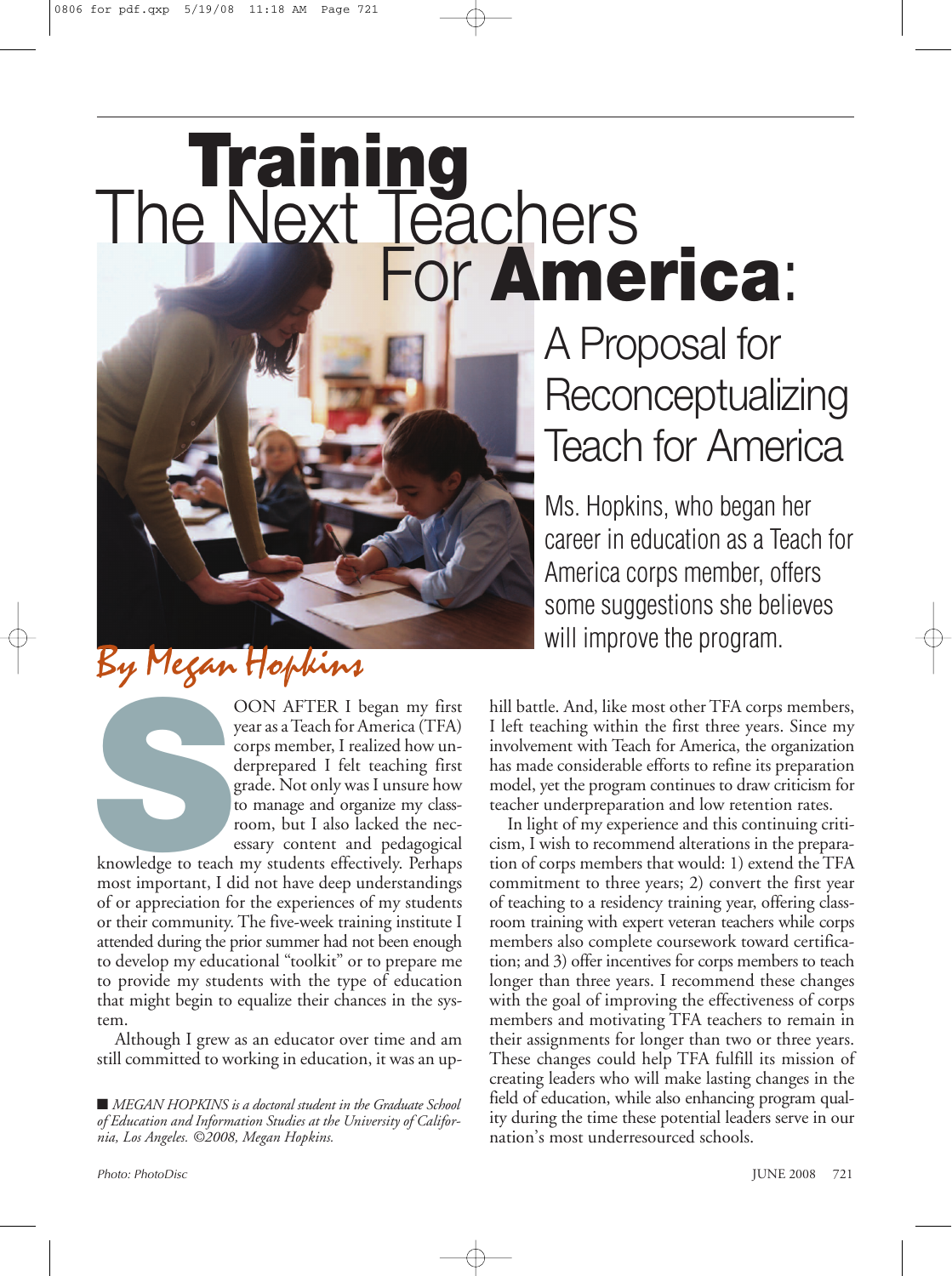# Training The Next Teachers For America: A Proposal for Reconceptualizing Teach for America

Ms. Hopkins, who began her career in education as a Teach for America corps member, offers some suggestions she believes will improve the program.

By Megan Hopkins

SOON AFTER I began my first year as a Teach for America (TFA) corps member, I realized how underprepared I felt teaching first grade. Not only was I unsure how to manage and organize my classroom, but I also lacked the necessary content and pedagogical knowledge to teach my students effectively. Perhaps most important, I did not have deep understandings of or appreciation for the experiences of my students or their community. The five-week training institute I attended during the prior summer had not been enough to develop my educational "toolkit" or to prepare me to provide my students with the type of education that might begin to equalize their chances in the system.

Although I grew as an educator over time and am still committed to working in education, it was an uphill battle. And, like most other TFA corps members, I left teaching within the first three years. Since my involvement with Teach for America, the organization has made considerable efforts to refine its preparation model, yet the program continues to draw criticism for teacher underpreparation and low retention rates.

In light of my experience and this continuing criticism, I wish to recommend alterations in the preparation of corps members that would: 1) extend the TFA commitment to three years; 2) convert the first year of teaching to a residency training year, offering classroom training with expert veteran teachers while corps members also complete coursework toward certification; and 3) offer incentives for corps members to teach longer than three years. I recommend these changes with the goal of improving the effectiveness of corps members and motivating TFA teachers to remain in their assignments for longer than two or three years. These changes could help TFA fulfill its mission of creating leaders who will make lasting changes in the field of education, while also enhancing program quality during the time these potential leaders serve in our nation's most underresourced schools.

*MEGAN HOPKINS is a doctoral student in the Graduate School of Education and Information Studies at the University of California, Los Angeles. ©2008, Megan Hopkins.*

*Photo: PhotoDisc*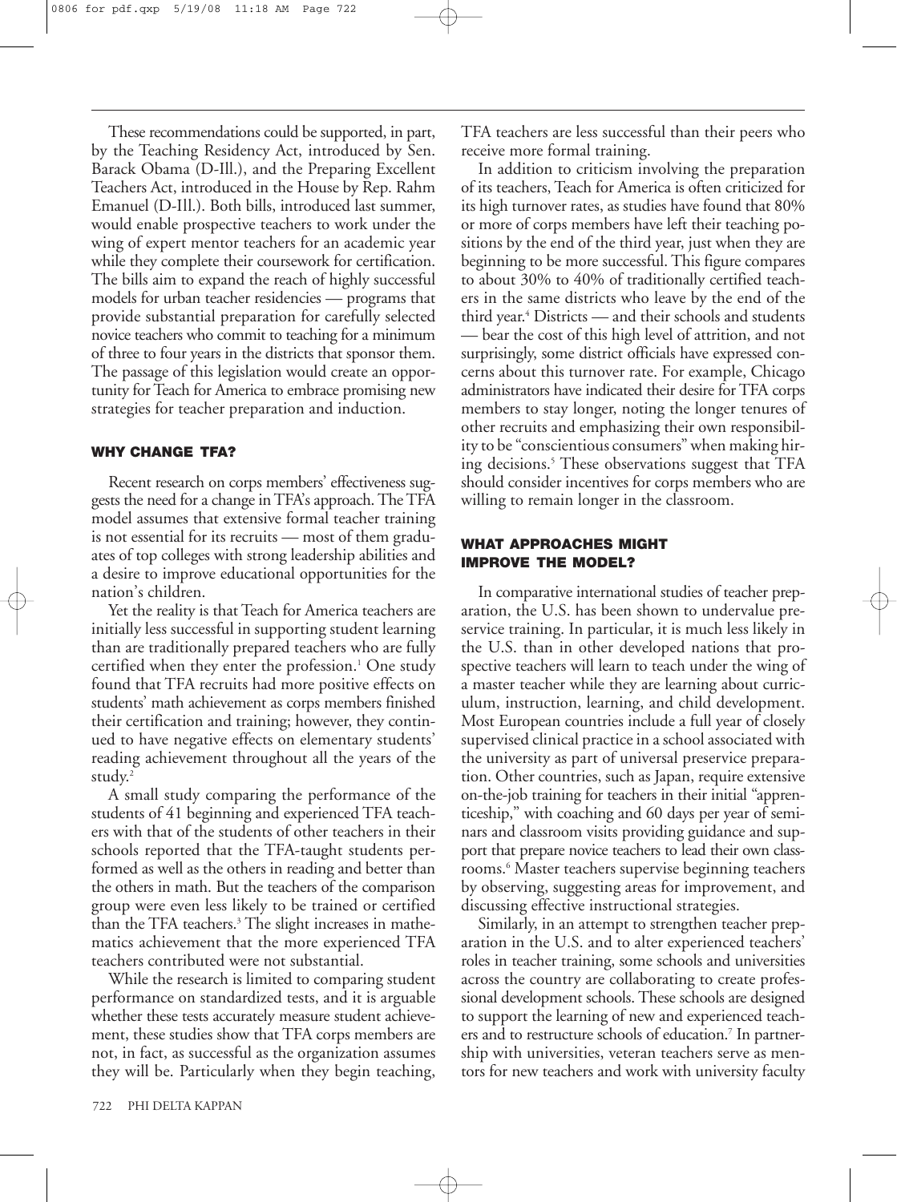These recommendations could be supported, in part, by the Teaching Residency Act, introduced by Sen. Barack Obama (D-Ill.), and the Preparing Excellent Teachers Act, introduced in the House by Rep. Rahm Emanuel (D-Ill.). Both bills, introduced last summer, would enable prospective teachers to work under the wing of expert mentor teachers for an academic year while they complete their coursework for certification. The bills aim to expand the reach of highly successful models for urban teacher residencies — programs that provide substantial preparation for carefully selected novice teachers who commit to teaching for a minimum of three to four years in the districts that sponsor them. The passage of this legislation would create an opportunity for Teach for America to embrace promising new strategies for teacher preparation and induction.

## WHY CHANGE TFA?

Recent research on corps members' effectiveness suggests the need for a change in TFA's approach. The TFA model assumes that extensive formal teacher training is not essential for its recruits — most of them graduates of top colleges with strong leadership abilities and a desire to improve educational opportunities for the nation's children.

Yet the reality is that Teach for America teachers are initially less successful in supporting student learning than are traditionally prepared teachers who are fully certified when they enter the profession.[1] One study found that TFA recruits had more positive effects on students' math achievement as corps members finished their certification and training; however, they continued to have negative effects on elementary students' reading achievement throughout all the years of the study.[2]

A small study comparing the performance of the students of 41 beginning and experienced TFA teachers with that of the students of other teachers in their schools reported that the TFA-taught students performed as well as the others in reading and better than the others in math. But the teachers of the comparison group were even less likely to be trained or certified than the TFA teachers.[3] The slight increases in mathematics achievement that the more experienced TFA teachers contributed were not substantial.

While the research is limited to comparing student performance on standardized tests, and it is arguable whether these tests accurately measure student achievement, these studies show that TFA corps members are not, in fact, as successful as the organization assumes they will be. Particularly when they begin teaching, TFA teachers are less successful than their peers who receive more formal training.

In addition to criticism involving the preparation of its teachers, Teach for America is often criticized for its high turnover rates, as studies have found that 80% or more of corps members have left their teaching positions by the end of the third year, just when they are beginning to be more successful. This figure compares to about 30% to 40% of traditionally certified teachers in the same districts who leave by the end of the third year.[4] Districts — and their schools and students — bear the cost of this high level of attrition, and not surprisingly, some district officials have expressed concerns about this turnover rate. For example, Chicago administrators have indicated their desire for TFA corps members to stay longer, noting the longer tenures of other recruits and emphasizing their own responsibility to be "conscientious consumers" when making hiring decisions.[5] These observations suggest that TFA should consider incentives for corps members who are willing to remain longer in the classroom.

## WHAT APPROACHES MIGHT IMPROVE THE MODEL?

In comparative international studies of teacher preparation, the U.S. has been shown to undervalue preservice training. In particular, it is much less likely in the U.S. than in other developed nations that prospective teachers will learn to teach under the wing of a master teacher while they are learning about curriculum, instruction, learning, and child development. Most European countries include a full year of closely supervised clinical practice in a school associated with the university as part of universal preservice preparation. Other countries, such as Japan, require extensive on-the-job training for teachers in their initial "apprenticeship," with coaching and 60 days per year of seminars and classroom visits providing guidance and support that prepare novice teachers to lead their own classrooms.[6] Master teachers supervise beginning teachers by observing, suggesting areas for improvement, and discussing effective instructional strategies.

Similarly, in an attempt to strengthen teacher preparation in the U.S. and to alter experienced teachers' roles in teacher training, some schools and universities across the country are collaborating to create professional development schools. These schools are designed to support the learning of new and experienced teachers and to restructure schools of education.[7] In partnership with universities, veteran teachers serve as mentors for new teachers and work with university faculty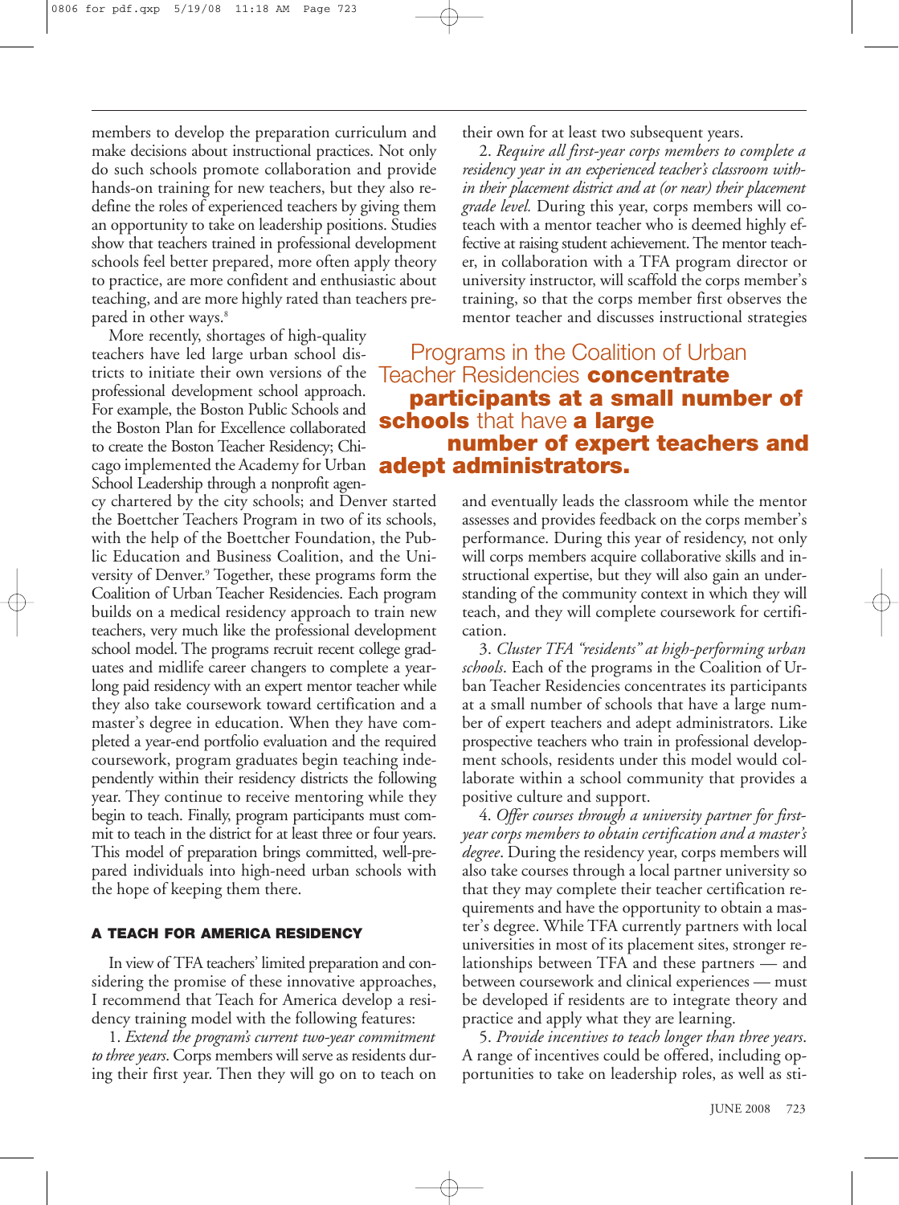members to develop the preparation curriculum and make decisions about instructional practices. Not only do such schools promote collaboration and provide hands-on training for new teachers, but they also redefine the roles of experienced teachers by giving them an opportunity to take on leadership positions. Studies show that teachers trained in professional development schools feel better prepared, more often apply theory to practice, are more confident and enthusiastic about teaching, and are more highly rated than teachers prepared in other ways.[8]

More recently, shortages of high-quality teachers have led large urban school districts to initiate their own versions of the professional development school approach. For example, the Boston Public Schools and the Boston Plan for Excellence collaborated to create the Boston Teacher Residency; Chicago implemented the Academy for Urban School Leadership through a nonprofit agency chartered by the city schools; and Denver started the Boettcher Teachers Program in two of its schools, with the help of the Boettcher Foundation, the Public Education and Business Coalition, and the University of Denver.[9] Together, these programs form the Coalition of Urban Teacher Residencies. Each program builds on a medical residency approach to train new teachers, very much like the professional development school model. The programs recruit recent college graduates and midlife career changers to complete a yearlong paid residency with an expert mentor teacher while they also take coursework toward certification and a master's degree in education. When they have completed a year-end portfolio evaluation and the required coursework, program graduates begin teaching independently within their residency districts the following year. They continue to receive mentoring while they begin to teach. Finally, program participants must commit to teach in the district for at least three or four years. This model of preparation brings committed, well-prepared individuals into high-need urban schools with the hope of keeping them there.

## A TEACH FOR AMERICA RESIDENCY

In view of TFA teachers' limited preparation and considering the promise of these innovative approaches, I recommend that Teach for America develop a residency training model with the following features:

1. *Extend the program's current two-year commitment to three years*. Corps members will serve as residents during their first year. Then they will go on to teach on their own for at least two subsequent years.

2. *Require all first-year corps members to complete a residency year in an experienced teacher's classroom within their placement district and at (or near) their placement grade level.* During this year, corps members will coteach with a mentor teacher who is deemed highly effective at raising student achievement. The mentor teacher, in collaboration with a TFA program director or university instructor, will scaffold the corps member's training, so that the corps member first observes the mentor teacher and discusses instructional strategies and eventually leads the classroom while the mentor assesses and provides feedback on the corps member's performance. During this year of residency, not only will corps members acquire collaborative skills and instructional expertise, but they will also gain an understanding of the community context in which they will teach, and they will complete coursework for certification.

> Programs in the Coalition of Urban Teacher Residencies **concentrate participants at a small number of schools** that have **a large number of expert teachers and adept administrators.**

3. *Cluster TFA "residents" at high-performing urban schools*. Each of the programs in the Coalition of Urban Teacher Residencies concentrates its participants at a small number of schools that have a large number of expert teachers and adept administrators. Like prospective teachers who train in professional development schools, residents under this model would collaborate within a school community that provides a positive culture and support.

4. *Offer courses through a university partner for first-year corps members to obtain certification and a master's degree*. During the residency year, corps members will also take courses through a local partner university so that they may complete their teacher certification requirements and have the opportunity to obtain a master's degree. While TFA currently partners with local universities in most of its placement sites, stronger relationships between TFA and these partners — and between coursework and clinical experiences — must be developed if residents are to integrate theory and practice and apply what they are learning.

5. *Provide incentives to teach longer than three years*. A range of incentives could be offered, including opportunities to take on leadership roles, as well as sti-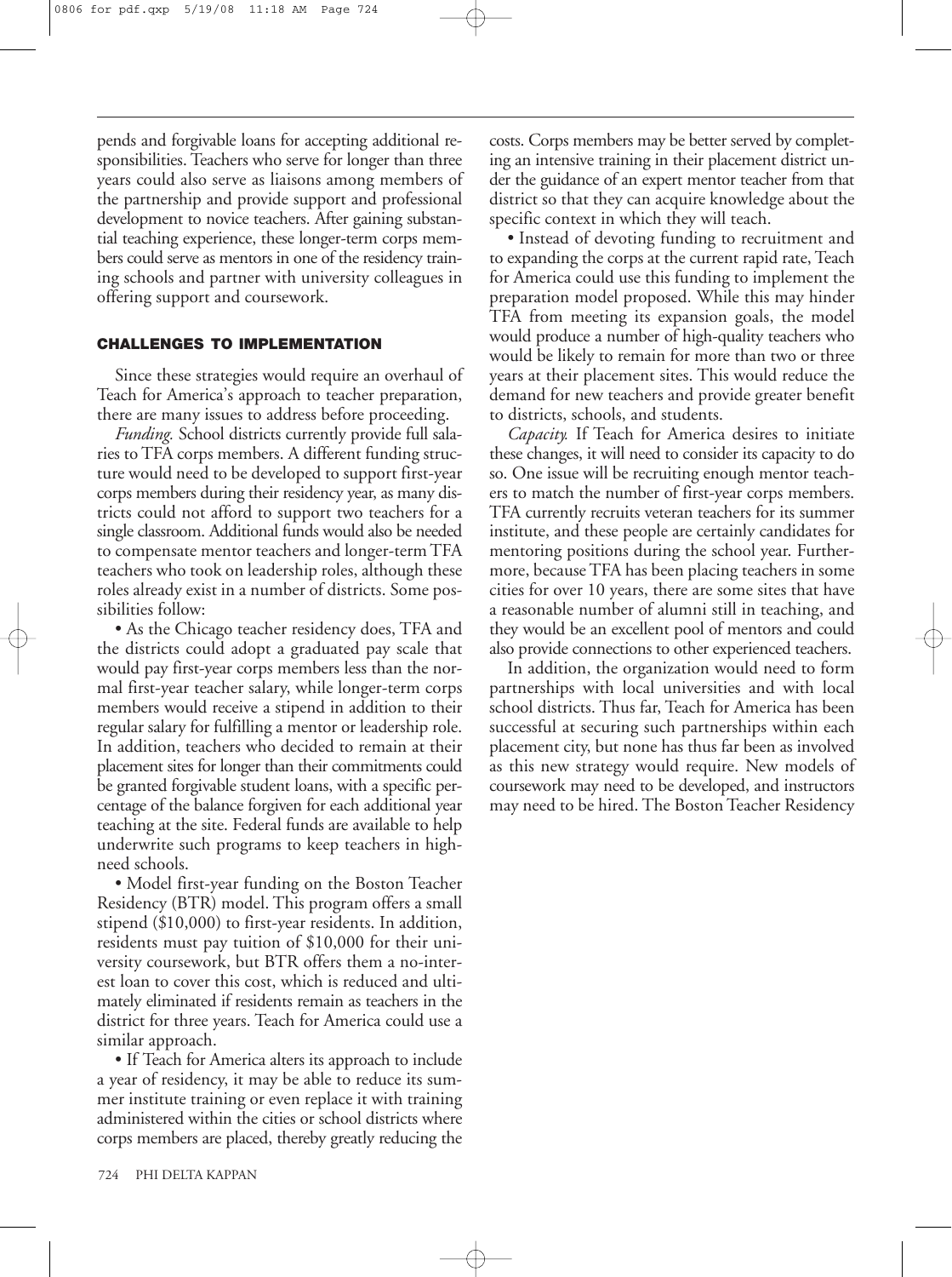pends and forgivable loans for accepting additional responsibilities. Teachers who serve for longer than three years could also serve as liaisons among members of the partnership and provide support and professional development to novice teachers. After gaining substantial teaching experience, these longer-term corps members could serve as mentors in one of the residency training schools and partner with university colleagues in offering support and coursework.

## CHALLENGES TO IMPLEMENTATION

Since these strategies would require an overhaul of Teach for America's approach to teacher preparation, there are many issues to address before proceeding.

*Funding.* School districts currently provide full salaries to TFA corps members. A different funding structure would need to be developed to support first-year corps members during their residency year, as many districts could not afford to support two teachers for a single classroom. Additional funds would also be needed to compensate mentor teachers and longer-term TFA teachers who took on leadership roles, although these roles already exist in a number of districts. Some possibilities follow:

- As the Chicago teacher residency does, TFA and the districts could adopt a graduated pay scale that would pay first-year corps members less than the normal first-year teacher salary, while longer-term corps members would receive a stipend in addition to their regular salary for fulfilling a mentor or leadership role. In addition, teachers who decided to remain at their placement sites for longer than their commitments could be granted forgivable student loans, with a specific percentage of the balance forgiven for each additional year teaching at the site. Federal funds are available to help underwrite such programs to keep teachers in high-need schools.
- Model first-year funding on the Boston Teacher Residency (BTR) model. This program offers a small stipend ($10,000) to first-year residents. In addition, residents must pay tuition of $10,000 for their university coursework, but BTR offers them a no-interest loan to cover this cost, which is reduced and ultimately eliminated if residents remain as teachers in the district for three years. Teach for America could use a similar approach.
- If Teach for America alters its approach to include a year of residency, it may be able to reduce its summer institute training or even replace it with training administered within the cities or school districts where corps members are placed, thereby greatly reducing the costs. Corps members may be better served by completing an intensive training in their placement district under the guidance of an expert mentor teacher from that district so that they can acquire knowledge about the specific context in which they will teach.
- Instead of devoting funding to recruitment and to expanding the corps at the current rapid rate, Teach for America could use this funding to implement the preparation model proposed. While this may hinder TFA from meeting its expansion goals, the model would produce a number of high-quality teachers who would be likely to remain for more than two or three years at their placement sites. This would reduce the demand for new teachers and provide greater benefit to districts, schools, and students.

*Capacity.* If Teach for America desires to initiate these changes, it will need to consider its capacity to do so. One issue will be recruiting enough mentor teachers to match the number of first-year corps members. TFA currently recruits veteran teachers for its summer institute, and these people are certainly candidates for mentoring positions during the school year. Furthermore, because TFA has been placing teachers in some cities for over 10 years, there are some sites that have a reasonable number of alumni still in teaching, and they would be an excellent pool of mentors and could also provide connections to other experienced teachers.

In addition, the organization would need to form partnerships with local universities and with local school districts. Thus far, Teach for America has been successful at securing such partnerships within each placement city, but none has thus far been as involved as this new strategy would require. New models of coursework may need to be developed, and instructors may need to be hired. The Boston Teacher Residency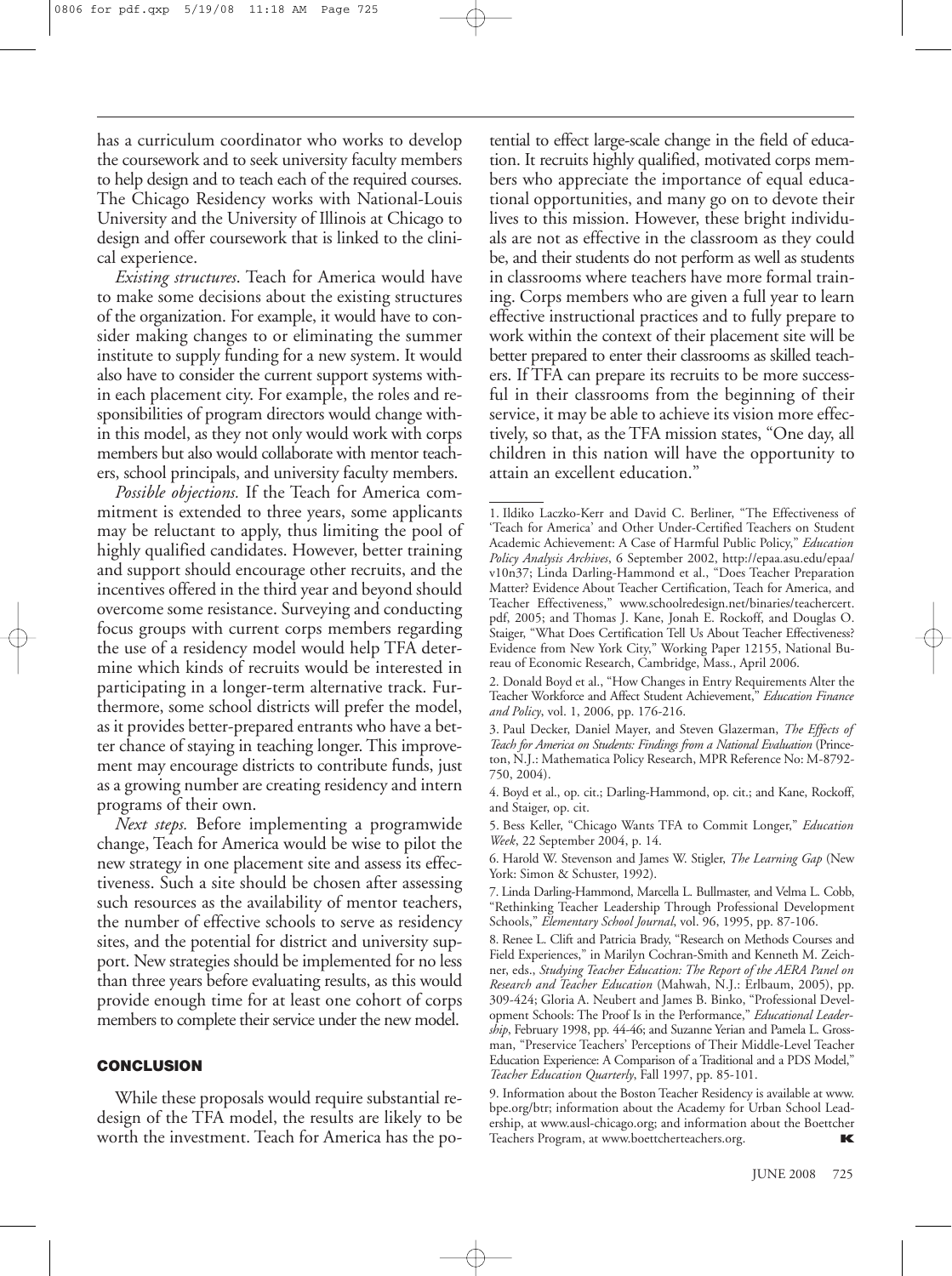has a curriculum coordinator who works to develop the coursework and to seek university faculty members to help design and to teach each of the required courses. The Chicago Residency works with National-Louis University and the University of Illinois at Chicago to design and offer coursework that is linked to the clinical experience.

*Existing structures*. Teach for America would have to make some decisions about the existing structures of the organization. For example, it would have to consider making changes to or eliminating the summer institute to supply funding for a new system. It would also have to consider the current support systems within each placement city. For example, the roles and responsibilities of program directors would change within this model, as they not only would work with corps members but also would collaborate with mentor teachers, school principals, and university faculty members.

*Possible objections.* If the Teach for America commitment is extended to three years, some applicants may be reluctant to apply, thus limiting the pool of highly qualified candidates. However, better training and support should encourage other recruits, and the incentives offered in the third year and beyond should overcome some resistance. Surveying and conducting focus groups with current corps members regarding the use of a residency model would help TFA determine which kinds of recruits would be interested in participating in a longer-term alternative track. Furthermore, some school districts will prefer the model, as it provides better-prepared entrants who have a better chance of staying in teaching longer. This improvement may encourage districts to contribute funds, just as a growing number are creating residency and intern programs of their own.

*Next steps.* Before implementing a programwide change, Teach for America would be wise to pilot the new strategy in one placement site and assess its effectiveness. Such a site should be chosen after assessing such resources as the availability of mentor teachers, the number of effective schools to serve as residency sites, and the potential for district and university support. New strategies should be implemented for no less than three years before evaluating results, as this would provide enough time for at least one cohort of corps members to complete their service under the new model.

## CONCLUSION

While these proposals would require substantial redesign of the TFA model, the results are likely to be worth the investment. Teach for America has the potential to effect large-scale change in the field of education. It recruits highly qualified, motivated corps members who appreciate the importance of equal educational opportunities, and many go on to devote their lives to this mission. However, these bright individuals are not as effective in the classroom as they could be, and their students do not perform as well as students in classrooms where teachers have more formal training. Corps members who are given a full year to learn effective instructional practices and to fully prepare to work within the context of their placement site will be better prepared to enter their classrooms as skilled teachers. If TFA can prepare its recruits to be more successful in their classrooms from the beginning of their service, it may be able to achieve its vision more effectively, so that, as the TFA mission states, "One day, all children in this nation will have the opportunity to attain an excellent education."

---

1. Ildiko Laczko-Kerr and David C. Berliner, "The Effectiveness of 'Teach for America' and Other Under-Certified Teachers on Student Academic Achievement: A Case of Harmful Public Policy," *Education Policy Analysis Archives*, 6 September 2002, http://epaa.asu.edu/epaa/v10n37; Linda Darling-Hammond et al., "Does Teacher Preparation Matter? Evidence About Teacher Certification, Teach for America, and Teacher Effectiveness," www.schoolredesign.net/binaries/teachercert.pdf, 2005; and Thomas J. Kane, Jonah E. Rockoff, and Douglas O. Staiger, "What Does Certification Tell Us About Teacher Effectiveness? Evidence from New York City," Working Paper 12155, National Bureau of Economic Research, Cambridge, Mass., April 2006.

2. Donald Boyd et al., "How Changes in Entry Requirements Alter the Teacher Workforce and Affect Student Achievement," *Education Finance and Policy*, vol. 1, 2006, pp. 176-216.

3. Paul Decker, Daniel Mayer, and Steven Glazerman, *The Effects of Teach for America on Students: Findings from a National Evaluation* (Princeton, N.J.: Mathematica Policy Research, MPR Reference No: M-8792-750, 2004).

4. Boyd et al., op. cit.; Darling-Hammond, op. cit.; and Kane, Rockoff, and Staiger, op. cit.

5. Bess Keller, "Chicago Wants TFA to Commit Longer," *Education Week*, 22 September 2004, p. 14.

6. Harold W. Stevenson and James W. Stigler, *The Learning Gap* (New York: Simon & Schuster, 1992).

7. Linda Darling-Hammond, Marcella L. Bullmaster, and Velma L. Cobb, "Rethinking Teacher Leadership Through Professional Development Schools," *Elementary School Journal*, vol. 96, 1995, pp. 87-106.

8. Renee L. Clift and Patricia Brady, "Research on Methods Courses and Field Experiences," in Marilyn Cochran-Smith and Kenneth M. Zeichner, eds., *Studying Teacher Education: The Report of the AERA Panel on Research and Teacher Education* (Mahwah, N.J.: Erlbaum, 2005), pp. 309-424; Gloria A. Neubert and James B. Binko, "Professional Development Schools: The Proof Is in the Performance," *Educational Leadership*, February 1998, pp. 44-46; and Suzanne Yerian and Pamela L. Grossman, "Preservice Teachers' Perceptions of Their Middle-Level Teacher Education Experience: A Comparison of a Traditional and a PDS Model," *Teacher Education Quarterly*, Fall 1997, pp. 85-101.

9. Information about the Boston Teacher Residency is available at www.bpe.org/btr; information about the Academy for Urban School Leadership, at www.ausl-chicago.org; and information about the Boettcher Teachers Program, at www.boettcherteachers.org.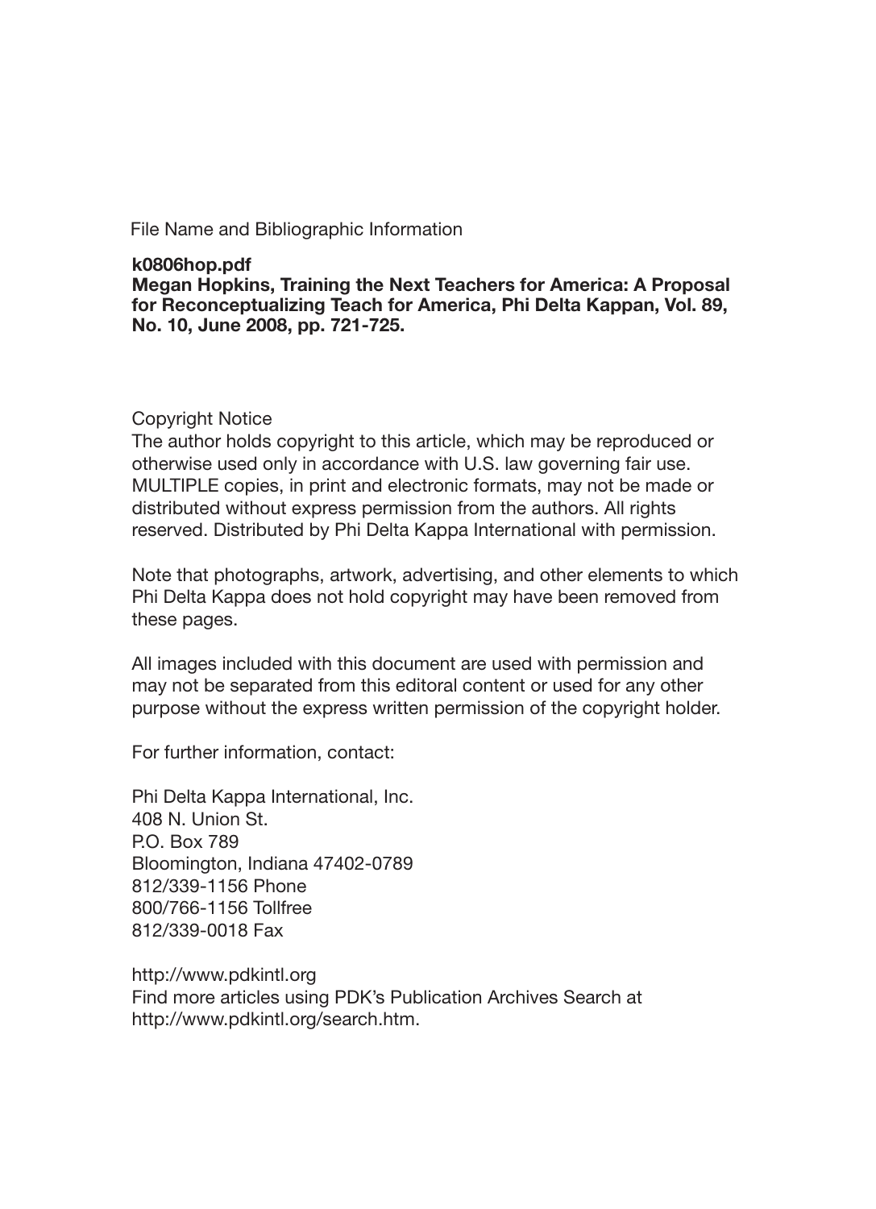File Name and Bibliographic Information

**k0806hop.pdf**
**Megan Hopkins, Training the Next Teachers for America: A Proposal for Reconceptualizing Teach for America, Phi Delta Kappan, Vol. 89, No. 10, June 2008, pp. 721-725.**

Copyright Notice
The author holds copyright to this article, which may be reproduced or otherwise used only in accordance with U.S. law governing fair use. MULTIPLE copies, in print and electronic formats, may not be made or distributed without express permission from the authors. All rights reserved. Distributed by Phi Delta Kappa International with permission.

Note that photographs, artwork, advertising, and other elements to which Phi Delta Kappa does not hold copyright may have been removed from these pages.

All images included with this document are used with permission and may not be separated from this editoral content or used for any other purpose without the express written permission of the copyright holder.

For further information, contact:

Phi Delta Kappa International, Inc.
408 N. Union St.
P.O. Box 789
Bloomington, Indiana 47402-0789
812/339-1156 Phone
800/766-1156 Tollfree
812/339-0018 Fax

http://www.pdkintl.org
Find more articles using PDK's Publication Archives Search at
http://www.pdkintl.org/search.htm.